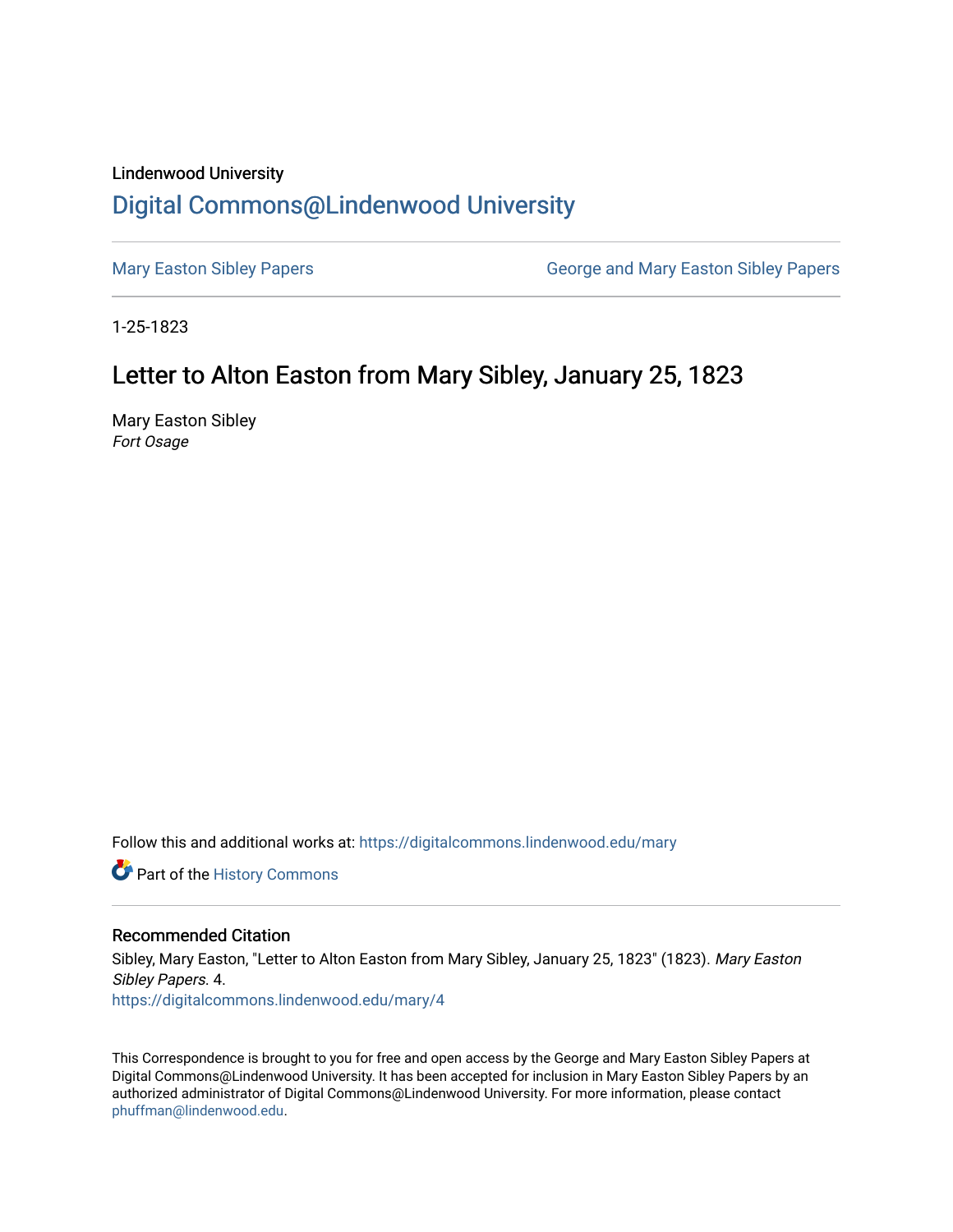Lindenwood University

# [Digital Commons@Lindenwood University](#)

[Mary Easton Sibley Papers](#)

[George and Mary Easton Sibley Papers](#)

1-25-1823

## Letter to Alton Easton from Mary Sibley, January 25, 1823

Mary Easton Sibley
*Fort Osage*

Follow this and additional works at: https://digitalcommons.lindenwood.edu/mary

Part of the History Commons

### Recommended Citation

Sibley, Mary Easton, "Letter to Alton Easton from Mary Sibley, January 25, 1823" (1823). *Mary Easton Sibley Papers*. 4.
https://digitalcommons.lindenwood.edu/mary/4

This Correspondence is brought to you for free and open access by the George and Mary Easton Sibley Papers at Digital Commons@Lindenwood University. It has been accepted for inclusion in Mary Easton Sibley Papers by an authorized administrator of Digital Commons@Lindenwood University. For more information, please contact phuffman@lindenwood.edu.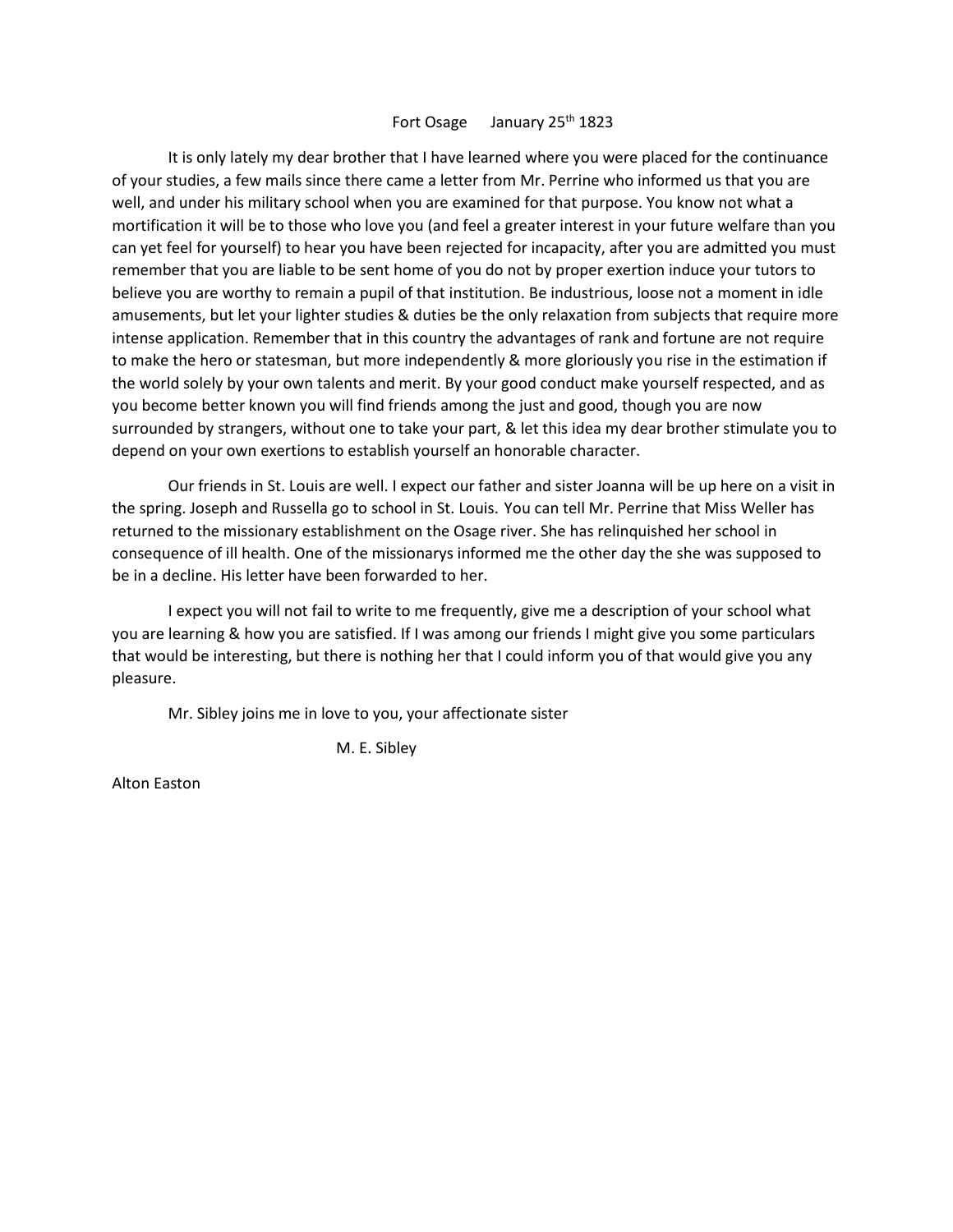Fort Osage      January 25th 1823

It is only lately my dear brother that I have learned where you were placed for the continuance of your studies, a few mails since there came a letter from Mr. Perrine who informed us that you are well, and under his military school when you are examined for that purpose. You know not what a mortification it will be to those who love you (and feel a greater interest in your future welfare than you can yet feel for yourself) to hear you have been rejected for incapacity, after you are admitted you must remember that you are liable to be sent home of you do not by proper exertion induce your tutors to believe you are worthy to remain a pupil of that institution. Be industrious, loose not a moment in idle amusements, but let your lighter studies & duties be the only relaxation from subjects that require more intense application. Remember that in this country the advantages of rank and fortune are not require to make the hero or statesman, but more independently & more gloriously you rise in the estimation if the world solely by your own talents and merit. By your good conduct make yourself respected, and as you become better known you will find friends among the just and good, though you are now surrounded by strangers, without one to take your part, & let this idea my dear brother stimulate you to depend on your own exertions to establish yourself an honorable character.

Our friends in St. Louis are well. I expect our father and sister Joanna will be up here on a visit in the spring. Joseph and Russella go to school in St. Louis. You can tell Mr. Perrine that Miss Weller has returned to the missionary establishment on the Osage river. She has relinquished her school in consequence of ill health. One of the missionarys informed me the other day the she was supposed to be in a decline. His letter have been forwarded to her.

I expect you will not fail to write to me frequently, give me a description of your school what you are learning & how you are satisfied. If I was among our friends I might give you some particulars that would be interesting, but there is nothing her that I could inform you of that would give you any pleasure.

Mr. Sibley joins me in love to you, your affectionate sister

M. E. Sibley

Alton Easton